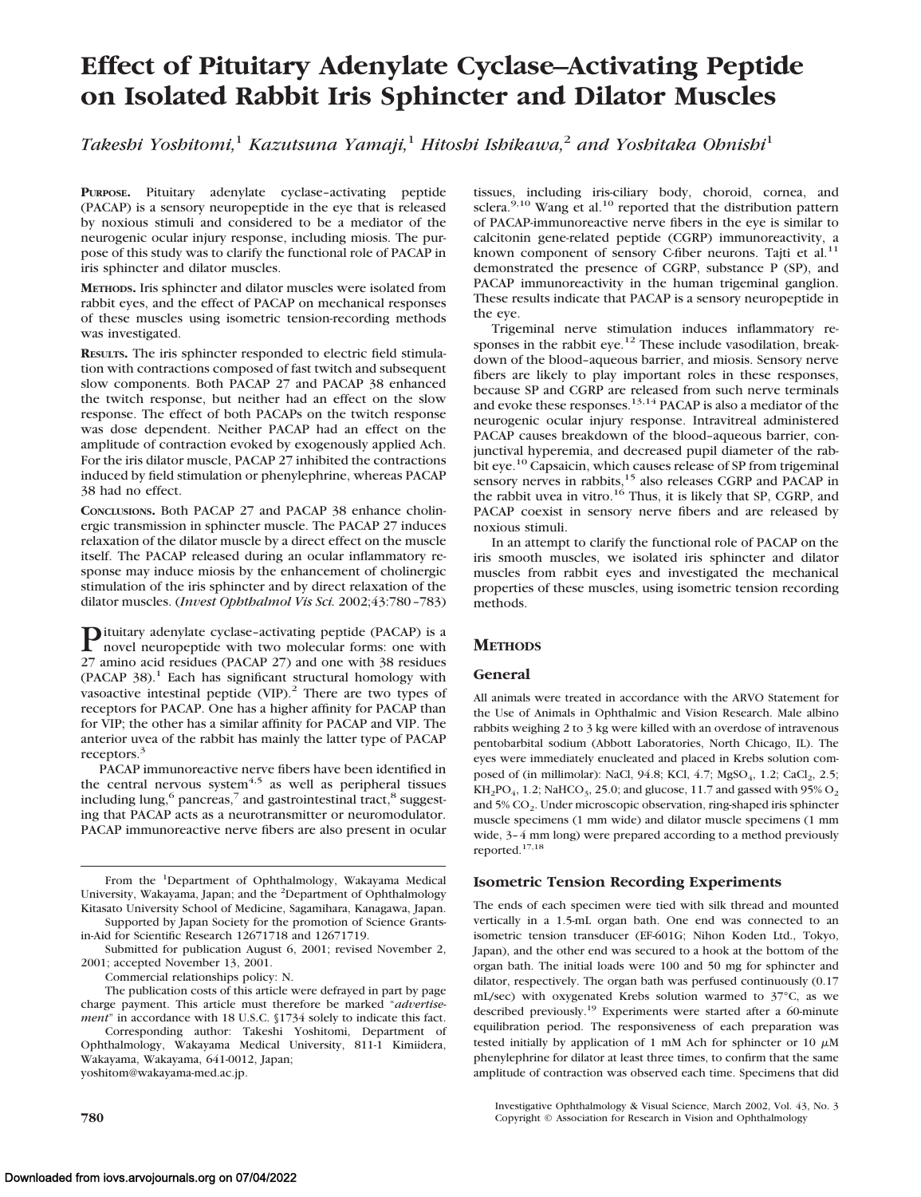# Effect of Pituitary Adenylate Cyclase–Activating Peptide on Isolated Rabbit Iris Sphincter and Dilator Muscles

*Takeshi Yoshitomi,[1] Kazutsuna Yamaji,[1] Hitoshi Ishikawa,[2] and Yoshitaka Ohnishi[1]*

**PURPOSE.** Pituitary adenylate cyclase–activating peptide (PACAP) is a sensory neuropeptide in the eye that is released by noxious stimuli and considered to be a mediator of the neurogenic ocular injury response, including miosis. The purpose of this study was to clarify the functional role of PACAP in iris sphincter and dilator muscles.

**METHODS.** Iris sphincter and dilator muscles were isolated from rabbit eyes, and the effect of PACAP on mechanical responses of these muscles using isometric tension-recording methods was investigated.

**RESULTS.** The iris sphincter responded to electric field stimulation with contractions composed of fast twitch and subsequent slow components. Both PACAP 27 and PACAP 38 enhanced the twitch response, but neither had an effect on the slow response. The effect of both PACAPs on the twitch response was dose dependent. Neither PACAP had an effect on the amplitude of contraction evoked by exogenously applied Ach. For the iris dilator muscle, PACAP 27 inhibited the contractions induced by field stimulation or phenylephrine, whereas PACAP 38 had no effect.

**CONCLUSIONS.** Both PACAP 27 and PACAP 38 enhance cholinergic transmission in sphincter muscle. The PACAP 27 induces relaxation of the dilator muscle by a direct effect on the muscle itself. The PACAP released during an ocular inflammatory response may induce miosis by the enhancement of cholinergic stimulation of the iris sphincter and by direct relaxation of the dilator muscles. (*Invest Ophthalmol Vis Sci.* 2002;43:780–783)

Pituitary adenylate cyclase–activating peptide (PACAP) is a novel neuropeptide with two molecular forms: one with 27 amino acid residues (PACAP 27) and one with 38 residues (PACAP 38).[1] Each has significant structural homology with vasoactive intestinal peptide (VIP).[2] There are two types of receptors for PACAP. One has a higher affinity for PACAP than for VIP; the other has a similar affinity for PACAP and VIP. The anterior uvea of the rabbit has mainly the latter type of PACAP receptors.[3]

PACAP immunoreactive nerve fibers have been identified in the central nervous system[4,5] as well as peripheral tissues including lung,[6] pancreas,[7] and gastrointestinal tract,[8] suggesting that PACAP acts as a neurotransmitter or neuromodulator. PACAP immunoreactive nerve fibers are also present in ocular tissues, including iris-ciliary body, choroid, cornea, and sclera.[9,10] Wang et al.[10] reported that the distribution pattern of PACAP-immunoreactive nerve fibers in the eye is similar to calcitonin gene-related peptide (CGRP) immunoreactivity, a known component of sensory C-fiber neurons. Tajti et al.[11] demonstrated the presence of CGRP, substance P (SP), and PACAP immunoreactivity in the human trigeminal ganglion. These results indicate that PACAP is a sensory neuropeptide in the eye.

Trigeminal nerve stimulation induces inflammatory responses in the rabbit eye.[12] These include vasodilation, breakdown of the blood–aqueous barrier, and miosis. Sensory nerve fibers are likely to play important roles in these responses, because SP and CGRP are released from such nerve terminals and evoke these responses.[13,14] PACAP is also a mediator of the neurogenic ocular injury response. Intravitreal administered PACAP causes breakdown of the blood–aqueous barrier, conjunctival hyperemia, and decreased pupil diameter of the rabbit eye.[10] Capsaicin, which causes release of SP from trigeminal sensory nerves in rabbits,[15] also releases CGRP and PACAP in the rabbit uvea in vitro.[16] Thus, it is likely that SP, CGRP, and PACAP coexist in sensory nerve fibers and are released by noxious stimuli.

In an attempt to clarify the functional role of PACAP on the iris smooth muscles, we isolated iris sphincter and dilator muscles from rabbit eyes and investigated the mechanical properties of these muscles, using isometric tension recording methods.

## METHODS

### General

All animals were treated in accordance with the ARVO Statement for the Use of Animals in Ophthalmic and Vision Research. Male albino rabbits weighing 2 to 3 kg were killed with an overdose of intravenous pentobarbital sodium (Abbott Laboratories, North Chicago, IL). The eyes were immediately enucleated and placed in Krebs solution composed of (in millimolar): NaCl, 94.8; KCl, 4.7; $MgSO_4$, 1.2; $CaCl_2$, 2.5; $KH_2PO_4$, 1.2; $NaHCO_3$, 25.0; and glucose, 11.7 and gassed with 95% $O_2$ and 5% $CO_2$. Under microscopic observation, ring-shaped iris sphincter muscle specimens (1 mm wide) and dilator muscle specimens (1 mm wide, 3–4 mm long) were prepared according to a method previously reported.[17,18]

### Isometric Tension Recording Experiments

The ends of each specimen were tied with silk thread and mounted vertically in a 1.5-mL organ bath. One end was connected to an isometric tension transducer (EF-601G; Nihon Koden Ltd., Tokyo, Japan), and the other end was secured to a hook at the bottom of the organ bath. The initial loads were 100 and 50 mg for sphincter and dilator, respectively. The organ bath was perfused continuously (0.17 mL/sec) with oxygenated Krebs solution warmed to 37°C, as we described previously.[19] Experiments were started after a 60-minute equilibration period. The responsiveness of each preparation was tested initially by application of 1 mM Ach for sphincter or 10 μM phenylephrine for dilator at least three times, to confirm that the same amplitude of contraction was observed each time. Specimens that did

From the [1]Department of Ophthalmology, Wakayama Medical University, Wakayama, Japan; and the [2]Department of Ophthalmology Kitasato University School of Medicine, Sagamihara, Kanagawa, Japan.

Supported by Japan Society for the promotion of Science Grants-in-Aid for Scientific Research 12671718 and 12671719.

Submitted for publication August 6, 2001; revised November 2, 2001; accepted November 13, 2001.

Commercial relationships policy: N.

The publication costs of this article were defrayed in part by page charge payment. This article must therefore be marked "*advertisement*" in accordance with 18 U.S.C. §1734 solely to indicate this fact.

Corresponding author: Takeshi Yoshitomi, Department of Ophthalmology, Wakayama Medical University, 811-1 Kimiidera, Wakayama, Wakayama, 641-0012, Japan; yoshitom@wakayama-med.ac.jp.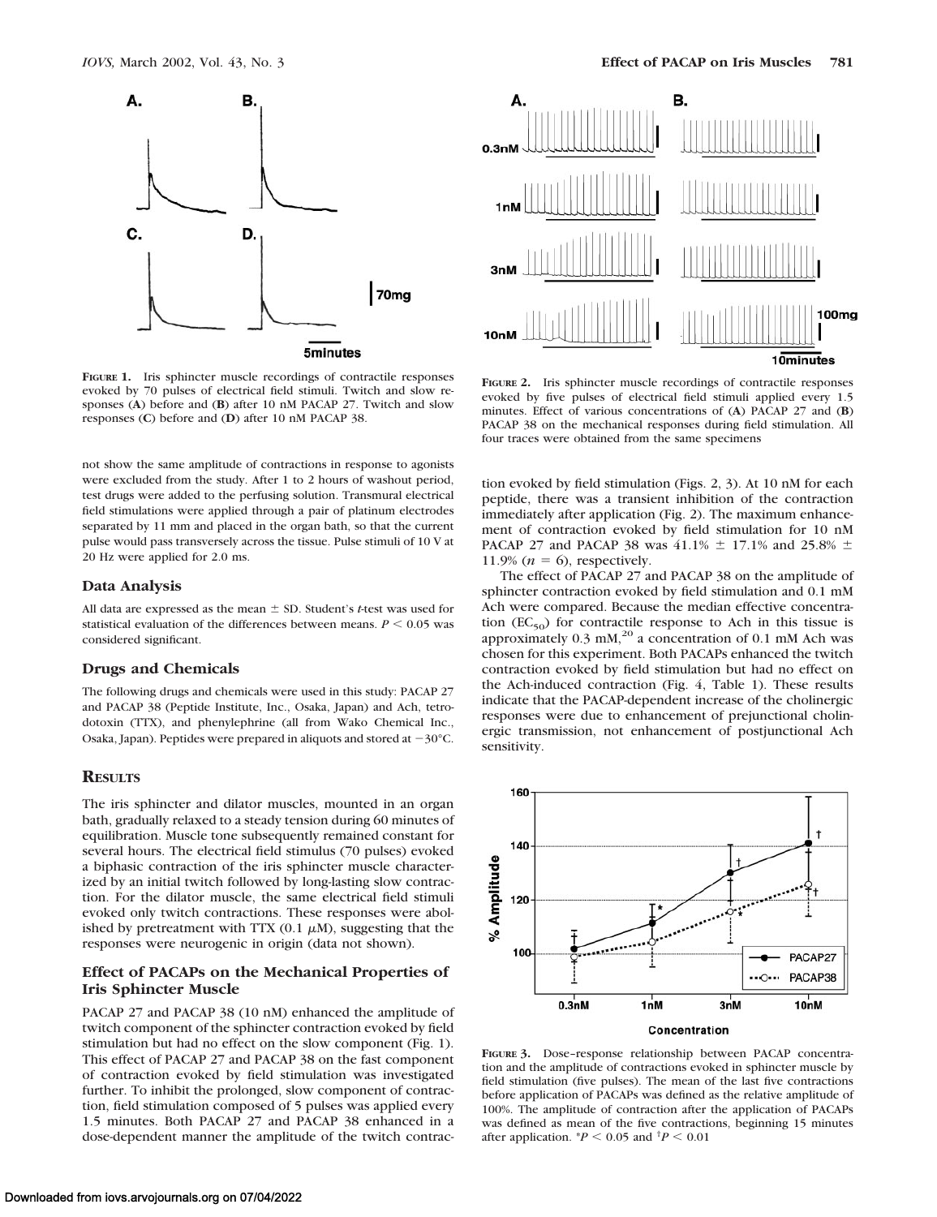**Figure 1.** Iris sphincter muscle recordings of contractile responses evoked by 70 pulses of electrical field stimuli. Twitch and slow responses (**A**) before and (**B**) after 10 nM PACAP 27. Twitch and slow responses (**C**) before and (**D**) after 10 nM PACAP 38.

not show the same amplitude of contractions in response to agonists were excluded from the study. After 1 to 2 hours of washout period, test drugs were added to the perfusing solution. Transmural electrical field stimulations were applied through a pair of platinum electrodes separated by 11 mm and placed in the organ bath, so that the current pulse would pass transversely across the tissue. Pulse stimuli of 10 V at 20 Hz were applied for 2.0 ms.

### Data Analysis

All data are expressed as the mean ± SD. Student's *t*-test was used for statistical evaluation of the differences between means. $P < 0.05$ was considered significant.

### Drugs and Chemicals

The following drugs and chemicals were used in this study: PACAP 27 and PACAP 38 (Peptide Institute, Inc., Osaka, Japan) and Ach, tetrodotoxin (TTX), and phenylephrine (all from Wako Chemical Inc., Osaka, Japan). Peptides were prepared in aliquots and stored at −30°C.

## Results

The iris sphincter and dilator muscles, mounted in an organ bath, gradually relaxed to a steady tension during 60 minutes of equilibration. Muscle tone subsequently remained constant for several hours. The electrical field stimulus (70 pulses) evoked a biphasic contraction of the iris sphincter muscle characterized by an initial twitch followed by long-lasting slow contraction. For the dilator muscle, the same electrical field stimuli evoked only twitch contractions. These responses were abolished by pretreatment with TTX (0.1 μM), suggesting that the responses were neurogenic in origin (data not shown).

### Effect of PACAPs on the Mechanical Properties of Iris Sphincter Muscle

PACAP 27 and PACAP 38 (10 nM) enhanced the amplitude of twitch component of the sphincter contraction evoked by field stimulation but had no effect on the slow component (Fig. 1). This effect of PACAP 27 and PACAP 38 on the fast component of contraction evoked by field stimulation was investigated further. To inhibit the prolonged, slow component of contraction, field stimulation composed of 5 pulses was applied every 1.5 minutes. Both PACAP 27 and PACAP 38 enhanced in a dose-dependent manner the amplitude of the twitch contraction evoked by field stimulation (Figs. 2, 3). At 10 nM for each peptide, there was a transient inhibition of the contraction immediately after application (Fig. 2). The maximum enhancement of contraction evoked by field stimulation for 10 nM PACAP 27 and PACAP 38 was 41.1% ± 17.1% and 25.8% ± 11.9% ($n = 6$), respectively.

The effect of PACAP 27 and PACAP 38 on the amplitude of sphincter contraction evoked by field stimulation and 0.1 mM Ach were compared. Because the median effective concentration ($EC_{50}$) for contractile response to Ach in this tissue is approximately 0.3 mM,[20] a concentration of 0.1 mM Ach was chosen for this experiment. Both PACAPs enhanced the twitch contraction evoked by field stimulation but had no effect on the Ach-induced contraction (Fig. 4, Table 1). These results indicate that the PACAP-dependent increase of the cholinergic responses were due to enhancement of prejunctional cholinergic transmission, not enhancement of postjunctional Ach sensitivity.

**Figure 2.** Iris sphincter muscle recordings of contractile responses evoked by five pulses of electrical field stimuli applied every 1.5 minutes. Effect of various concentrations of (**A**) PACAP 27 and (**B**) PACAP 38 on the mechanical responses during field stimulation. All four traces were obtained from the same specimens

**Figure 3.** Dose–response relationship between PACAP concentration and the amplitude of contractions evoked in sphincter muscle by field stimulation (five pulses). The mean of the last five contractions before application of PACAPs was defined as the relative amplitude of 100%. The amplitude of contraction after the application of PACAPs was defined as mean of the five contractions, beginning 15 minutes after application. \*$P < 0.05$ and †$P < 0.01$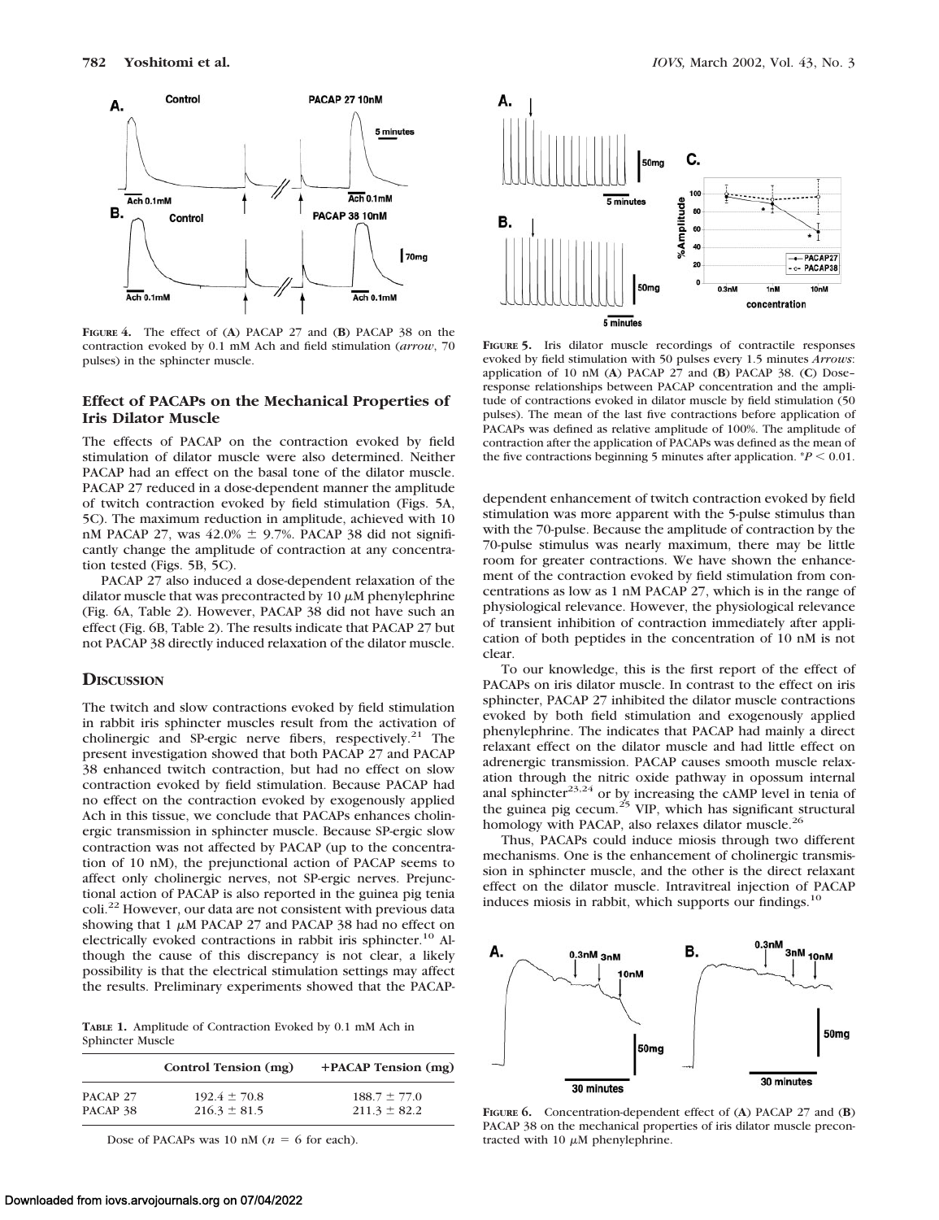**FIGURE 4.** The effect of (**A**) PACAP 27 and (**B**) PACAP 38 on the contraction evoked by 0.1 mM Ach and field stimulation (*arrow*, 70 pulses) in the sphincter muscle.

### Effect of PACAPs on the Mechanical Properties of Iris Dilator Muscle

The effects of PACAP on the contraction evoked by field stimulation of dilator muscle were also determined. Neither PACAP had an effect on the basal tone of the dilator muscle. PACAP 27 reduced in a dose-dependent manner the amplitude of twitch contraction evoked by field stimulation (Figs. 5A, 5C). The maximum reduction in amplitude, achieved with 10 nM PACAP 27, was 42.0% ± 9.7%. PACAP 38 did not significantly change the amplitude of contraction at any concentration tested (Figs. 5B, 5C).

PACAP 27 also induced a dose-dependent relaxation of the dilator muscle that was precontracted by 10 μM phenylephrine (Fig. 6A, Table 2). However, PACAP 38 did not have such an effect (Fig. 6B, Table 2). The results indicate that PACAP 27 but not PACAP 38 directly induced relaxation of the dilator muscle.

## Discussion

The twitch and slow contractions evoked by field stimulation in rabbit iris sphincter muscles result from the activation of cholinergic and SP-ergic nerve fibers, respectively.[21] The present investigation showed that both PACAP 27 and PACAP 38 enhanced twitch contraction, but had no effect on slow contraction evoked by field stimulation. Because PACAP had no effect on the contraction evoked by exogenously applied Ach in this tissue, we conclude that PACAPs enhances cholinergic transmission in sphincter muscle. Because SP-ergic slow contraction was not affected by PACAP (up to the concentration of 10 nM), the prejunctional action of PACAP seems to affect only cholinergic nerves, not SP-ergic nerves. Prejunctional action of PACAP is also reported in the guinea pig tenia coli.[22] However, our data are not consistent with previous data showing that 1 μM PACAP 27 and PACAP 38 had no effect on electrically evoked contractions in rabbit iris sphincter.[10] Although the cause of this discrepancy is not clear, a likely possibility is that the electrical stimulation settings may affect the results. Preliminary experiments showed that the PACAP-dependent enhancement of twitch contraction evoked by field stimulation was more apparent with the 5-pulse stimulus than with the 70-pulse. Because the amplitude of contraction by the 70-pulse stimulus was nearly maximum, there may be little room for greater contractions. We have shown the enhancement of the contraction evoked by field stimulation from concentrations as low as 1 nM PACAP 27, which is in the range of physiological relevance. However, the physiological relevance of transient inhibition of contraction immediately after application of both peptides in the concentration of 10 nM is not clear.

To our knowledge, this is the first report of the effect of PACAPs on iris dilator muscle. In contrast to the effect on iris sphincter, PACAP 27 inhibited the dilator muscle contractions evoked by both field stimulation and exogenously applied phenylephrine. The indicates that PACAP had mainly a direct relaxant effect on the dilator muscle and had little effect on adrenergic transmission. PACAP causes smooth muscle relaxation through the nitric oxide pathway in opossum internal anal sphincter[23,24] or by increasing the cAMP level in tenia of the guinea pig cecum.[25] VIP, which has significant structural homology with PACAP, also relaxes dilator muscle.[26]

Thus, PACAPs could induce miosis through two different mechanisms. One is the enhancement of cholinergic transmission in sphincter muscle, and the other is the direct relaxant effect on the dilator muscle. Intravitreal injection of PACAP induces miosis in rabbit, which supports our findings.[10]

**TABLE 1.** Amplitude of Contraction Evoked by 0.1 mM Ach in Sphincter Muscle

| | Control Tension (mg) | +PACAP Tension (mg) |
|---|---|---|
| PACAP 27 | 192.4 ± 70.8 | 188.7 ± 77.0 |
| PACAP 38 | 216.3 ± 81.5 | 211.3 ± 82.2 |

Dose of PACAPs was 10 nM ($n = 6$ for each).

**FIGURE 5.** Iris dilator muscle recordings of contractile responses evoked by field stimulation with 50 pulses every 1.5 minutes *Arrows*: application of 10 nM (**A**) PACAP 27 and (**B**) PACAP 38. (**C**) Dose–response relationships between PACAP concentration and the amplitude of contractions evoked in dilator muscle by field stimulation (50 pulses). The mean of the last five contractions before application of PACAPs was defined as relative amplitude of 100%. The amplitude of contraction after the application of PACAPs was defined as the mean of the five contractions beginning 5 minutes after application. \*$P < 0.01$.

**FIGURE 6.** Concentration-dependent effect of (**A**) PACAP 27 and (**B**) PACAP 38 on the mechanical properties of iris dilator muscle precontracted with 10 μM phenylephrine.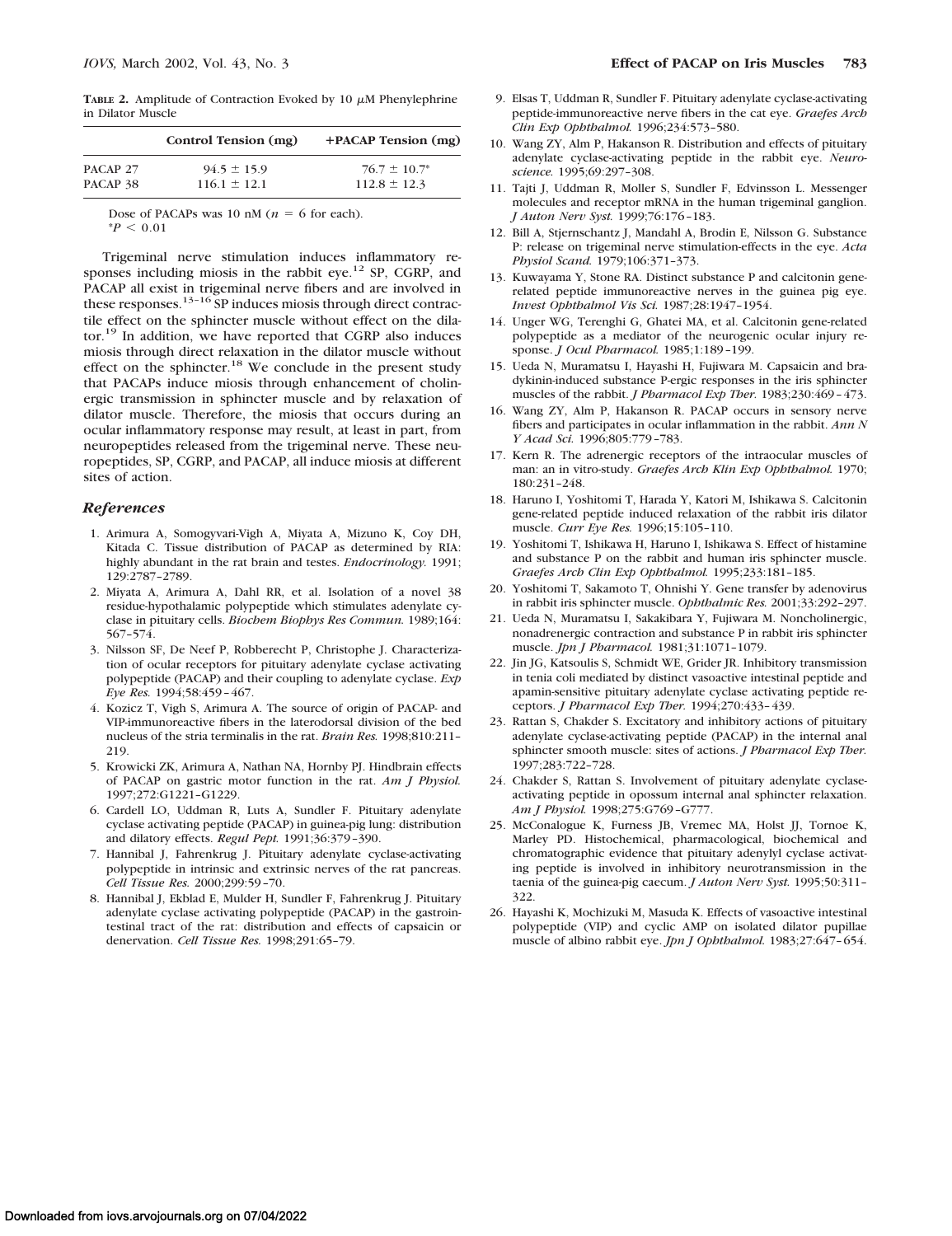**TABLE 2.** Amplitude of Contraction Evoked by 10 μM Phenylephrine in Dilator Muscle

| | Control Tension (mg) | +PACAP Tension (mg) |
|---|---|---|
| PACAP 27 | 94.5 ± 15.9 | 76.7 ± 10.7* |
| PACAP 38 | 116.1 ± 12.1 | 112.8 ± 12.3 |

Dose of PACAPs was 10 nM ($n = 6$ for each).
* $P < 0.01$

Trigeminal nerve stimulation induces inflammatory responses including miosis in the rabbit eye.[12] SP, CGRP, and PACAP all exist in trigeminal nerve fibers and are involved in these responses.[13–16] SP induces miosis through direct contractile effect on the sphincter muscle without effect on the dilator.[19] In addition, we have reported that CGRP also induces miosis through direct relaxation in the dilator muscle without effect on the sphincter.[18] We conclude in the present study that PACAPs induce miosis through enhancement of cholinergic transmission in sphincter muscle and by relaxation of dilator muscle. Therefore, the miosis that occurs during an ocular inflammatory response may result, at least in part, from neuropeptides released from the trigeminal nerve. These neuropeptides, SP, CGRP, and PACAP, all induce miosis at different sites of action.

## *References*

1. Arimura A, Somogyvari-Vigh A, Miyata A, Mizuno K, Coy DH, Kitada C. Tissue distribution of PACAP as determined by RIA: highly abundant in the rat brain and testes. *Endocrinology.* 1991; 129:2787–2789.
2. Miyata A, Arimura A, Dahl RR, et al. Isolation of a novel 38 residue-hypothalamic polypeptide which stimulates adenylate cyclase in pituitary cells. *Biochem Biophys Res Commun.* 1989;164: 567–574.
3. Nilsson SF, De Neef P, Robberecht P, Christophe J. Characterization of ocular receptors for pituitary adenylate cyclase activating polypeptide (PACAP) and their coupling to adenylate cyclase. *Exp Eye Res.* 1994;58:459–467.
4. Kozicz T, Vigh S, Arimura A. The source of origin of PACAP- and VIP-immunoreactive fibers in the laterodorsal division of the bed nucleus of the stria terminalis in the rat. *Brain Res.* 1998;810:211–219.
5. Krowicki ZK, Arimura A, Nathan NA, Hornby PJ. Hindbrain effects of PACAP on gastric motor function in the rat. *Am J Physiol.* 1997;272:G1221–G1229.
6. Cardell LO, Uddman R, Luts A, Sundler F. Pituitary adenylate cyclase activating peptide (PACAP) in guinea-pig lung: distribution and dilatory effects. *Regul Pept.* 1991;36:379–390.
7. Hannibal J, Fahrenkrug J. Pituitary adenylate cyclase-activating polypeptide in intrinsic and extrinsic nerves of the rat pancreas. *Cell Tissue Res.* 2000;299:59–70.
8. Hannibal J, Ekblad E, Mulder H, Sundler F, Fahrenkrug J. Pituitary adenylate cyclase activating polypeptide (PACAP) in the gastrointestinal tract of the rat: distribution and effects of capsaicin or denervation. *Cell Tissue Res.* 1998;291:65–79.
9. Elsas T, Uddman R, Sundler F. Pituitary adenylate cyclase-activating peptide-immunoreactive nerve fibers in the cat eye. *Graefes Arch Clin Exp Ophthalmol.* 1996;234:573–580.
10. Wang ZY, Alm P, Hakanson R. Distribution and effects of pituitary adenylate cyclase-activating peptide in the rabbit eye. *Neuroscience.* 1995;69:297–308.
11. Tajti J, Uddman R, Moller S, Sundler F, Edvinsson L. Messenger molecules and receptor mRNA in the human trigeminal ganglion. *J Auton Nerv Syst.* 1999;76:176–183.
12. Bill A, Stjernschantz J, Mandahl A, Brodin E, Nilsson G. Substance P: release on trigeminal nerve stimulation-effects in the eye. *Acta Physiol Scand.* 1979;106:371–373.
13. Kuwayama Y, Stone RA. Distinct substance P and calcitonin gene-related peptide immunoreactive nerves in the guinea pig eye. *Invest Ophthalmol Vis Sci.* 1987;28:1947–1954.
14. Unger WG, Terenghi G, Ghatei MA, et al. Calcitonin gene-related polypeptide as a mediator of the neurogenic ocular injury response. *J Ocul Pharmacol.* 1985;1:189–199.
15. Ueda N, Muramatsu I, Hayashi H, Fujiwara M. Capsaicin and bradykinin-induced substance P-ergic responses in the iris sphincter muscles of the rabbit. *J Pharmacol Exp Ther.* 1983;230:469–473.
16. Wang ZY, Alm P, Hakanson R. PACAP occurs in sensory nerve fibers and participates in ocular inflammation in the rabbit. *Ann N Y Acad Sci.* 1996;805:779–783.
17. Kern R. The adrenergic receptors of the intraocular muscles of man: an in vitro-study. *Graefes Arch Klin Exp Ophthalmol.* 1970; 180:231–248.
18. Haruno I, Yoshitomi T, Harada Y, Katori M, Ishikawa S. Calcitonin gene-related peptide induced relaxation of the rabbit iris dilator muscle. *Curr Eye Res.* 1996;15:105–110.
19. Yoshitomi T, Ishikawa H, Haruno I, Ishikawa S. Effect of histamine and substance P on the rabbit and human iris sphincter muscle. *Graefes Arch Clin Exp Ophthalmol.* 1995;233:181–185.
20. Yoshitomi T, Sakamoto T, Ohnishi Y. Gene transfer by adenovirus in rabbit iris sphincter muscle. *Ophthalmic Res.* 2001;33:292–297.
21. Ueda N, Muramatsu I, Sakakibara Y, Fujiwara M. Noncholinergic, nonadrenergic contraction and substance P in rabbit iris sphincter muscle. *Jpn J Pharmacol.* 1981;31:1071–1079.
22. Jin JG, Katsoulis S, Schmidt WE, Grider JR. Inhibitory transmission in tenia coli mediated by distinct vasoactive intestinal peptide and apamin-sensitive pituitary adenylate cyclase activating peptide receptors. *J Pharmacol Exp Ther.* 1994;270:433–439.
23. Rattan S, Chakder S. Excitatory and inhibitory actions of pituitary adenylate cyclase-activating peptide (PACAP) in the internal anal sphincter smooth muscle: sites of actions. *J Pharmacol Exp Ther.* 1997;283:722–728.
24. Chakder S, Rattan S. Involvement of pituitary adenylate cyclase-activating peptide in opossum internal anal sphincter relaxation. *Am J Physiol.* 1998;275:G769–G777.
25. McConalogue K, Furness JB, Vremec MA, Holst JJ, Tornoe K, Marley PD. Histochemical, pharmacological, biochemical and chromatographic evidence that pituitary adenylyl cyclase activating peptide is involved in inhibitory neurotransmission in the taenia of the guinea-pig caecum. *J Auton Nerv Syst.* 1995;50:311–322.
26. Hayashi K, Mochizuki M, Masuda K. Effects of vasoactive intestinal polypeptide (VIP) and cyclic AMP on isolated dilator pupillae muscle of albino rabbit eye. *Jpn J Ophthalmol.* 1983;27:647–654.